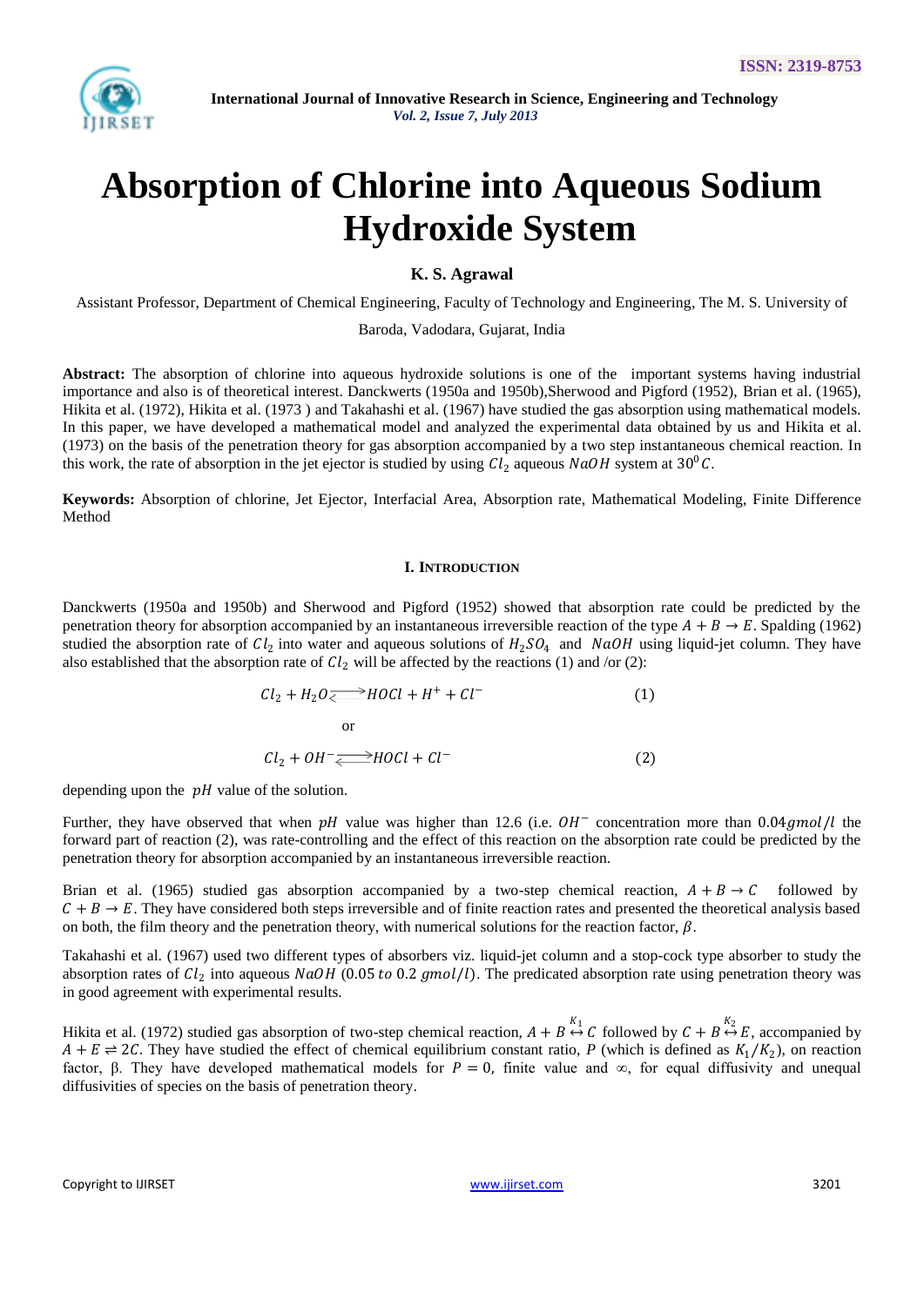# Absorption of Chlorine into Aqueous Sodium Hydroxide System

**K. S. Agrawal**

Assistant Professor, Department of Chemical Engineering, Faculty of Technology and Engineering, The M. S. University of Baroda, Vadodara, Gujarat, India

**Abstract:** The absorption of chlorine into aqueous hydroxide solutions is one of the important systems having industrial importance and also is of theoretical interest. Danckwerts (1950a and 1950b),Sherwood and Pigford (1952), Brian et al. (1965), Hikita et al. (1972), Hikita et al. (1973 ) and Takahashi et al. (1967) have studied the gas absorption using mathematical models. In this paper, we have developed a mathematical model and analyzed the experimental data obtained by us and Hikita et al. (1973) on the basis of the penetration theory for gas absorption accompanied by a two step instantaneous chemical reaction. In this work, the rate of absorption in the jet ejector is studied by using $Cl_2$ aqueous $NaOH$ system at $30^0 C$.

**Keywords:** Absorption of chlorine, Jet Ejector, Interfacial Area, Absorption rate, Mathematical Modeling, Finite Difference Method

## I. Introduction

Danckwerts (1950a and 1950b) and Sherwood and Pigford (1952) showed that absorption rate could be predicted by the penetration theory for absorption accompanied by an instantaneous irreversible reaction of the type $A + B \rightarrow E$. Spalding (1962) studied the absorption rate of $Cl_2$ into water and aqueous solutions of $H_2SO_4$ and $NaOH$ using liquid-jet column. They have also established that the absorption rate of $Cl_2$ will be affected by the reactions (1) and /or (2):

$$Cl_2 + H_2O \rightleftharpoons HOCl + H^+ + Cl^- \qquad (1)$$

or

$$Cl_2 + OH^- \rightleftharpoons HOCl + Cl^- \qquad (2)$$

depending upon the $pH$ value of the solution.

Further, they have observed that when $pH$ value was higher than 12.6 (i.e. $OH^-$ concentration more than $0.04 gmol/l$ the forward part of reaction (2), was rate-controlling and the effect of this reaction on the absorption rate could be predicted by the penetration theory for absorption accompanied by an instantaneous irreversible reaction.

Brian et al. (1965) studied gas absorption accompanied by a two-step chemical reaction, $A + B \rightarrow C$ followed by $C + B \rightarrow E$. They have considered both steps irreversible and of finite reaction rates and presented the theoretical analysis based on both, the film theory and the penetration theory, with numerical solutions for the reaction factor, $\beta$.

Takahashi et al. (1967) used two different types of absorbers viz. liquid-jet column and a stop-cock type absorber to study the absorption rates of $Cl_2$ into aqueous $NaOH$ ($0.05$ $to$ $0.2$ $gmol/l$). The predicated absorption rate using penetration theory was in good agreement with experimental results.

Hikita et al. (1972) studied gas absorption of two-step chemical reaction, $A + B \overset{K_1}{\leftrightarrow} C$ followed by $C + B \overset{K_2}{\leftrightarrow} E$, accompanied by $A + E \rightleftharpoons 2C$. They have studied the effect of chemical equilibrium constant ratio, $P$ (which is defined as $K_1/K_2$), on reaction factor, β. They have developed mathematical models for $P = 0$, finite value and ∞, for equal diffusivity and unequal diffusivities of species on the basis of penetration theory.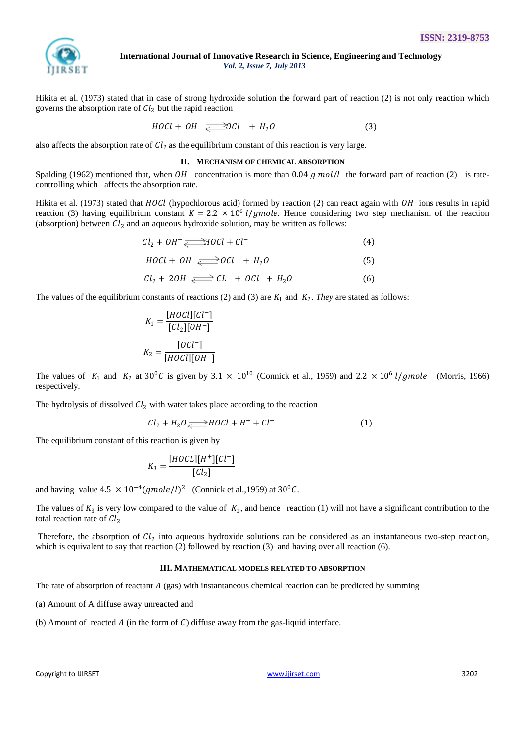Hikita et al. (1973) stated that in case of strong hydroxide solution the forward part of reaction (2) is not only reaction which governs the absorption rate of $Cl_2$ but the rapid reaction

$$HOCl + OH^- \rightleftharpoons OCl^- + H_2O \qquad (3)$$

also affects the absorption rate of $Cl_2$ as the equilibrium constant of this reaction is very large.

## II. Mechanism of Chemical Absorption

Spalding (1962) mentioned that, when $OH^-$ concentration is more than 0.04 $g\ mol/l$ the forward part of reaction (2) is rate-controlling which affects the absorption rate.

Hikita et al. (1973) stated that $HOCl$ (hypochlorous acid) formed by reaction (2) can react again with $OH^-$ions results in rapid reaction (3) having equilibrium constant $K = 2.2 \times 10^6\ l/gmole$. Hence considering two step mechanism of the reaction (absorption) between $Cl_2$ and an aqueous hydroxide solution, may be written as follows:

$$Cl_2 + OH^- \rightleftharpoons HOCl + Cl^- \qquad (4)$$

$$HOCl + OH^- \rightleftharpoons OCl^- + H_2O \qquad (5)$$

$$Cl_2 + 2OH^- \rightleftharpoons CL^- + OCl^- + H_2O \qquad (6)$$

The values of the equilibrium constants of reactions (2) and (3) are $K_1$ and $K_2$. *They* are stated as follows:

$$K_1 = \frac{[HOCl][Cl^-]}{[Cl_2][OH^-]}$$

$$K_2 = \frac{[OCl^-]}{[HOCl][OH^-]}$$

The values of $K_1$ and $K_2$ at $30^0C$ is given by $3.1 \times 10^{10}$ (Connick et al., 1959) and $2.2 \times 10^6\ l/gmole$ (Morris, 1966) respectively.

The hydrolysis of dissolved $Cl_2$ with water takes place according to the reaction

$$Cl_2 + H_2O \rightleftharpoons HOCl + H^+ + Cl^- \qquad (1)$$

The equilibrium constant of this reaction is given by

$$K_3 = \frac{[HOCL][H^+][Cl^-]}{[Cl_2]}$$

and having value $4.5 \times 10^{-4}(gmole/l)^2$ (Connick et al.,1959) at $30^0C$.

The values of $K_3$ is very low compared to the value of $K_1$, and hence reaction (1) will not have a significant contribution to the total reaction rate of $Cl_2$

Therefore, the absorption of $Cl_2$ into aqueous hydroxide solutions can be considered as an instantaneous two-step reaction, which is equivalent to say that reaction (2) followed by reaction (3) and having over all reaction (6).

## III. Mathematical Models Related to Absorption

The rate of absorption of reactant $A$ (gas) with instantaneous chemical reaction can be predicted by summing

(a) Amount of A diffuse away unreacted and

(b) Amount of reacted $A$ (in the form of $C$) diffuse away from the gas-liquid interface.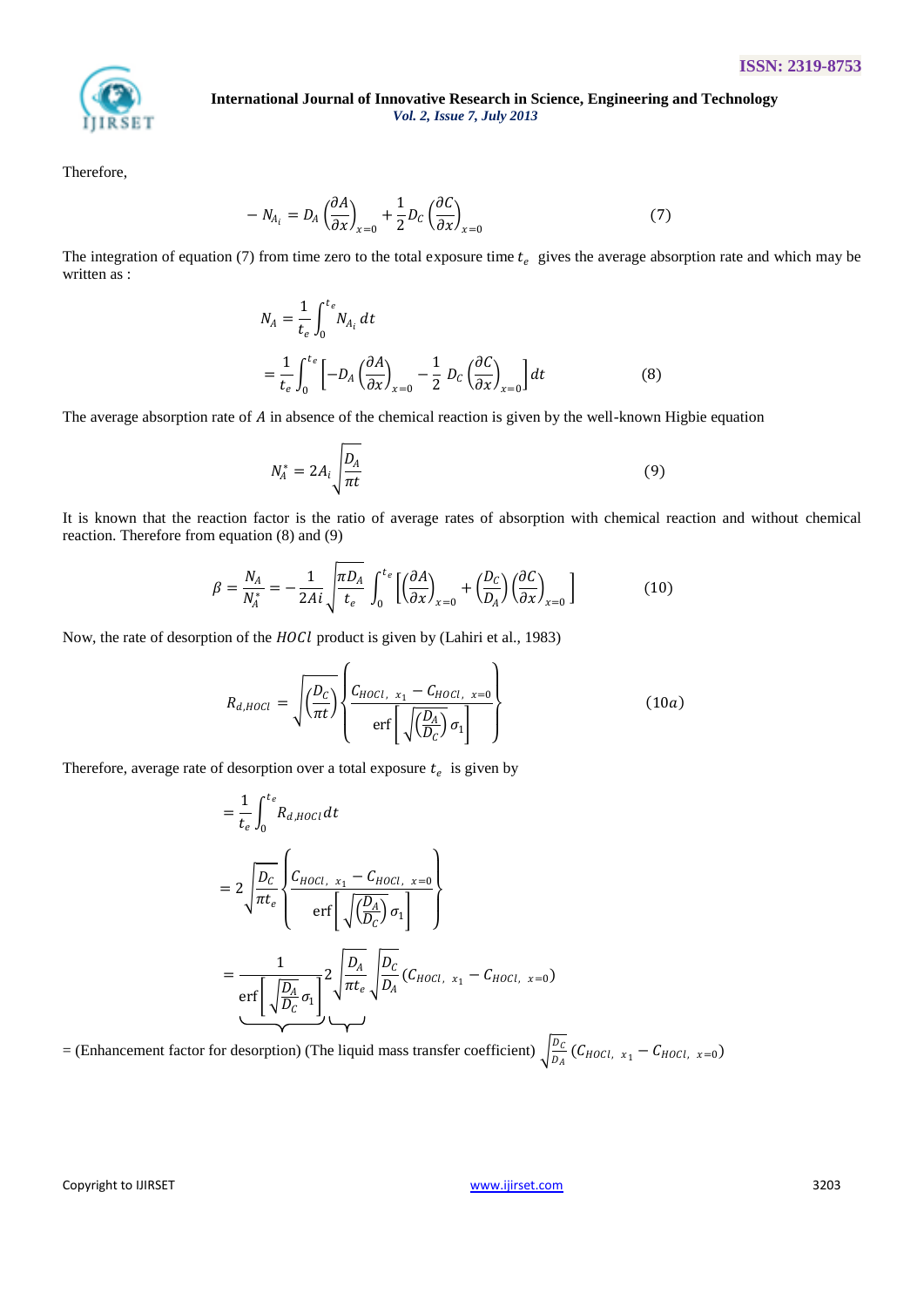Therefore,

$$-N_{A_i} = D_A\left(\frac{\partial A}{\partial x}\right)_{x=0} + \frac{1}{2}D_C\left(\frac{\partial C}{\partial x}\right)_{x=0} \tag{7}$$

The integration of equation (7) from time zero to the total exposure time $t_e$ gives the average absorption rate and which may be written as :

$$N_A = \frac{1}{t_e}\int_0^{t_e} N_{A_i}\,dt$$

$$= \frac{1}{t_e}\int_0^{t_e}\left[-D_A\left(\frac{\partial A}{\partial x}\right)_{x=0} - \frac{1}{2}\,D_C\left(\frac{\partial C}{\partial x}\right)_{x=0}\right]dt \tag{8}$$

The average absorption rate of $A$ in absence of the chemical reaction is given by the well-known Higbie equation

$$N_A^* = 2A_i\sqrt{\frac{D_A}{\pi t}} \tag{9}$$

It is known that the reaction factor is the ratio of average rates of absorption with chemical reaction and without chemical reaction. Therefore from equation (8) and (9)

$$\beta = \frac{N_A}{N_A^*} = -\frac{1}{2Ai}\sqrt{\frac{\pi D_A}{t_e}}\int_0^{t_e}\left[\left(\frac{\partial A}{\partial x}\right)_{x=0} + \left(\frac{D_C}{D_A}\right)\left(\frac{\partial C}{\partial x}\right)_{x=0}\right] \tag{10}$$

Now, the rate of desorption of the $HOCl$ product is given by (Lahiri et al., 1983)

$$R_{d,HOCl} = \sqrt{\left(\frac{D_C}{\pi t}\right)}\left\{\frac{C_{HOCl,\;x_1} - C_{HOCl,\;x=0}}{\operatorname{erf}\left[\sqrt{\left(\frac{D_A}{D_C}\right)}\,\sigma_1\right]}\right\} \tag{10a}$$

Therefore, average rate of desorption over a total exposure $t_e$ is given by

$$= \frac{1}{t_e}\int_0^{t_e} R_{d,HOCl}\,dt$$

$$= 2\sqrt{\frac{D_C}{\pi t_e}}\left\{\frac{C_{HOCl,\;x_1} - C_{HOCl,\;x=0}}{\operatorname{erf}\left[\sqrt{\left(\frac{D_A}{D_C}\right)}\,\sigma_1\right]}\right\}$$

$$= \underbrace{\frac{1}{\operatorname{erf}\left[\sqrt{\frac{D_A}{D_C}}\,\sigma_1\right]}}\;\underbrace{2\sqrt{\frac{D_A}{\pi t_e}}}\;\sqrt{\frac{D_C}{D_A}}\left(C_{HOCl,\;x_1} - C_{HOCl,\;x=0}\right)$$

= (Enhancement factor for desorption) (The liquid mass transfer coefficient) $\sqrt{\frac{D_C}{D_A}}\left(C_{HOCl,\;x_1} - C_{HOCl,\;x=0}\right)$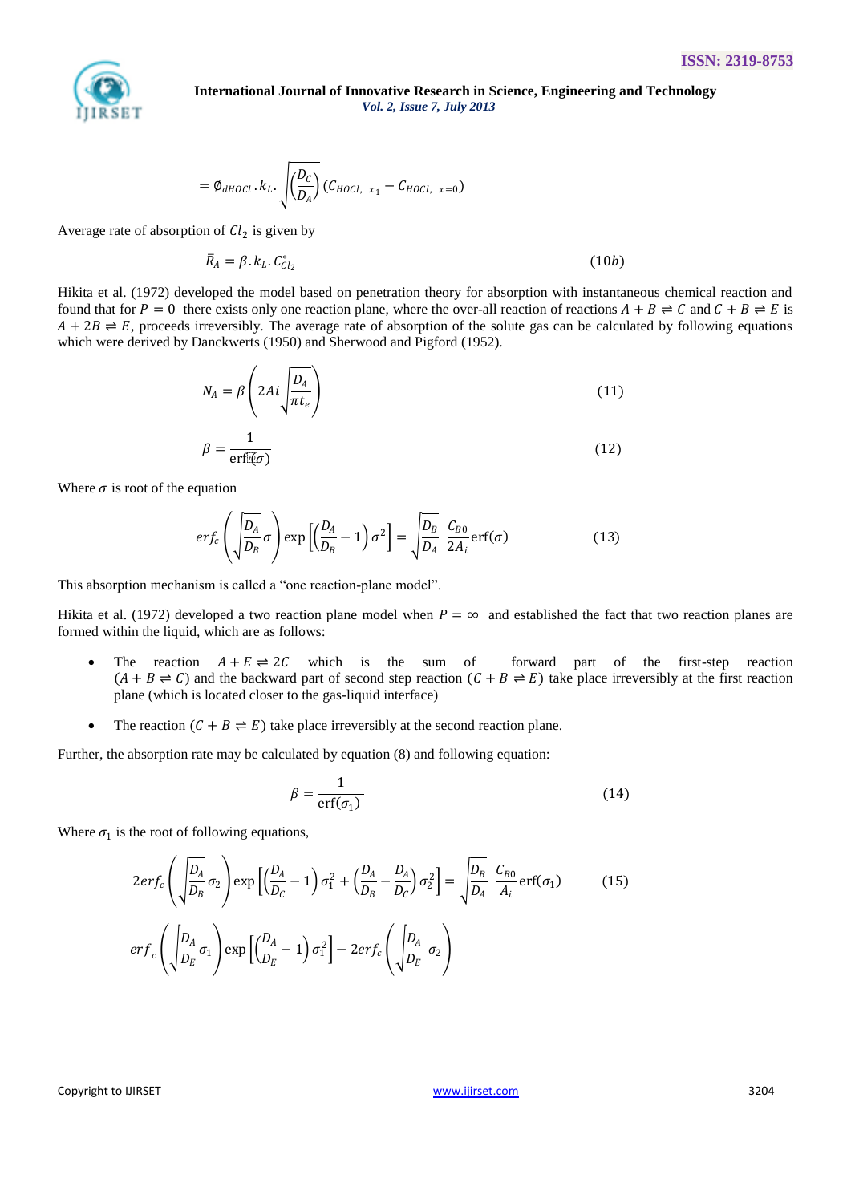$$= \emptyset_{dHOCl} . k_L . \sqrt{\left(\frac{D_C}{D_A}\right)} (C_{HOCl,\ x_1} - C_{HOCl,\ x=0})$$

Average rate of absorption of $Cl_2$ is given by

$$\bar{R}_A = \beta . k_L . C^*_{Cl_2} \qquad (10b)$$

Hikita et al. (1972) developed the model based on penetration theory for absorption with instantaneous chemical reaction and found that for $P = 0$ there exists only one reaction plane, where the over-all reaction of reactions $A + B \rightleftharpoons C$ and $C + B \rightleftharpoons E$ is $A + 2B \rightleftharpoons E$, proceeds irreversibly. The average rate of absorption of the solute gas can be calculated by following equations which were derived by Danckwerts (1950) and Sherwood and Pigford (1952).

$$N_A = \beta \left( 2Ai \sqrt{\frac{D_A}{\pi t_e}} \right) \qquad (11)$$

$$\beta = \frac{1}{\mathrm{erf}(\sigma)} \qquad (12)$$

Where $\sigma$ is root of the equation

$$erf_c \left( \sqrt{\frac{D_A}{D_B}} \sigma \right) \exp \left[ \left( \frac{D_A}{D_B} - 1 \right) \sigma^2 \right] = \sqrt{\frac{D_B}{D_A}} \frac{C_{B0}}{2A_i} \mathrm{erf}(\sigma) \qquad (13)$$

This absorption mechanism is called a "one reaction-plane model".

Hikita et al. (1972) developed a two reaction plane model when $P = \infty$ and established the fact that two reaction planes are formed within the liquid, which are as follows:

- The reaction $A + E \rightleftharpoons 2C$ which is the sum of forward part of the first-step reaction $(A + B \rightleftharpoons C)$ and the backward part of second step reaction $(C + B \rightleftharpoons E)$ take place irreversibly at the first reaction plane (which is located closer to the gas-liquid interface)
- The reaction $(C + B \rightleftharpoons E)$ take place irreversibly at the second reaction plane.

Further, the absorption rate may be calculated by equation (8) and following equation:

$$\beta = \frac{1}{\mathrm{erf}(\sigma_1)} \qquad (14)$$

Where $\sigma_1$ is the root of following equations,

$$2erf_c \left( \sqrt{\frac{D_A}{D_B}} \sigma_2 \right) \exp \left[ \left( \frac{D_A}{D_C} - 1 \right) \sigma_1^2 + \left( \frac{D_A}{D_B} - \frac{D_A}{D_C} \right) \sigma_2^2 \right] = \sqrt{\frac{D_B}{D_A}} \frac{C_{B0}}{A_i} \mathrm{erf}(\sigma_1) \qquad (15)$$

$$erf_c \left( \sqrt{\frac{D_A}{D_E}} \sigma_1 \right) \exp \left[ \left( \frac{D_A}{D_E} - 1 \right) \sigma_1^2 \right] - 2erf_c \left( \sqrt{\frac{D_A}{D_E}} \sigma_2 \right)$$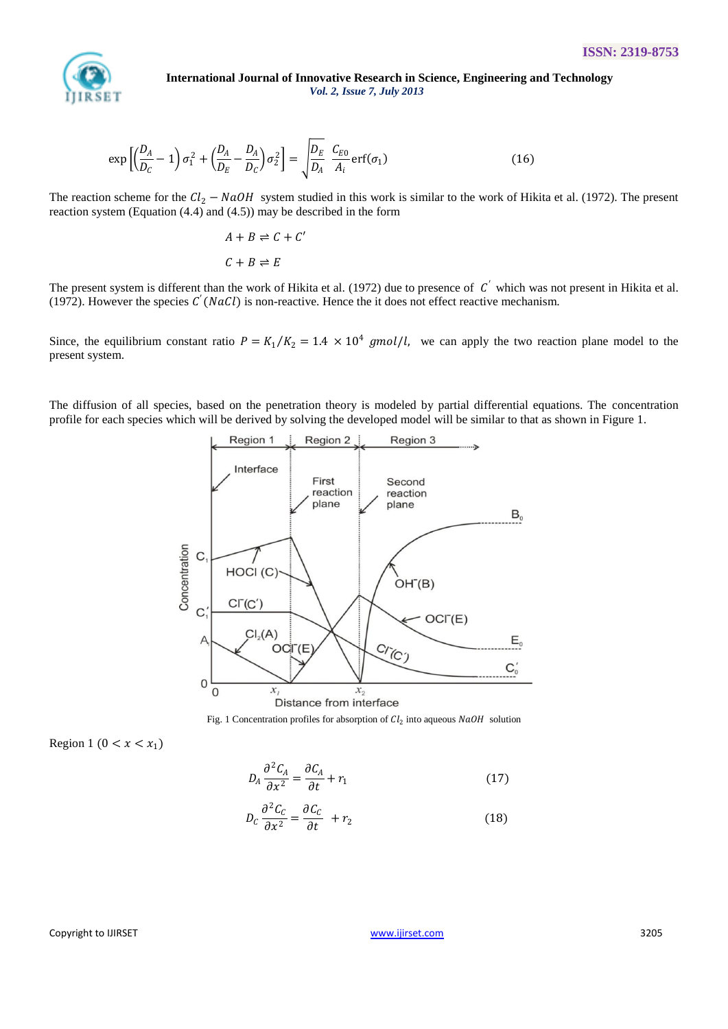$$\exp\left[\left(\frac{D_A}{D_C}-1\right)\sigma_1^2+\left(\frac{D_A}{D_E}-\frac{D_A}{D_C}\right)\sigma_2^2\right]=\sqrt{\frac{D_E}{D_A}}\;\frac{C_{E0}}{A_i}\operatorname{erf}(\sigma_1) \tag{16}$$

The reaction scheme for the $Cl_2 - NaOH$ system studied in this work is similar to the work of Hikita et al. (1972). The present reaction system (Equation (4.4) and (4.5)) may be described in the form

$$A + B \rightleftharpoons C + C'$$

$$C + B \rightleftharpoons E$$

The present system is different than the work of Hikita et al. (1972) due to presence of $C'$ which was not present in Hikita et al. (1972). However the species $C'$ ($NaCl$) is non-reactive. Hence the it does not effect reactive mechanism.

Since, the equilibrium constant ratio $P = K_1/K_2 = 1.4 \times 10^4\ gmol/l,$ we can apply the two reaction plane model to the present system.

The diffusion of all species, based on the penetration theory is modeled by partial differential equations. The concentration profile for each species which will be derived by solving the developed model will be similar to that as shown in Figure 1.

Fig. 1 Concentration profiles for absorption of $Cl_2$ into aqueous $NaOH$ solution

Region 1 $(0 < x < x_1)$

$$D_A\frac{\partial^2 C_A}{\partial x^2}=\frac{\partial C_A}{\partial t}+r_1 \tag{17}$$

$$D_C\frac{\partial^2 C_C}{\partial x^2}=\frac{\partial C_C}{\partial t}+r_2 \tag{18}$$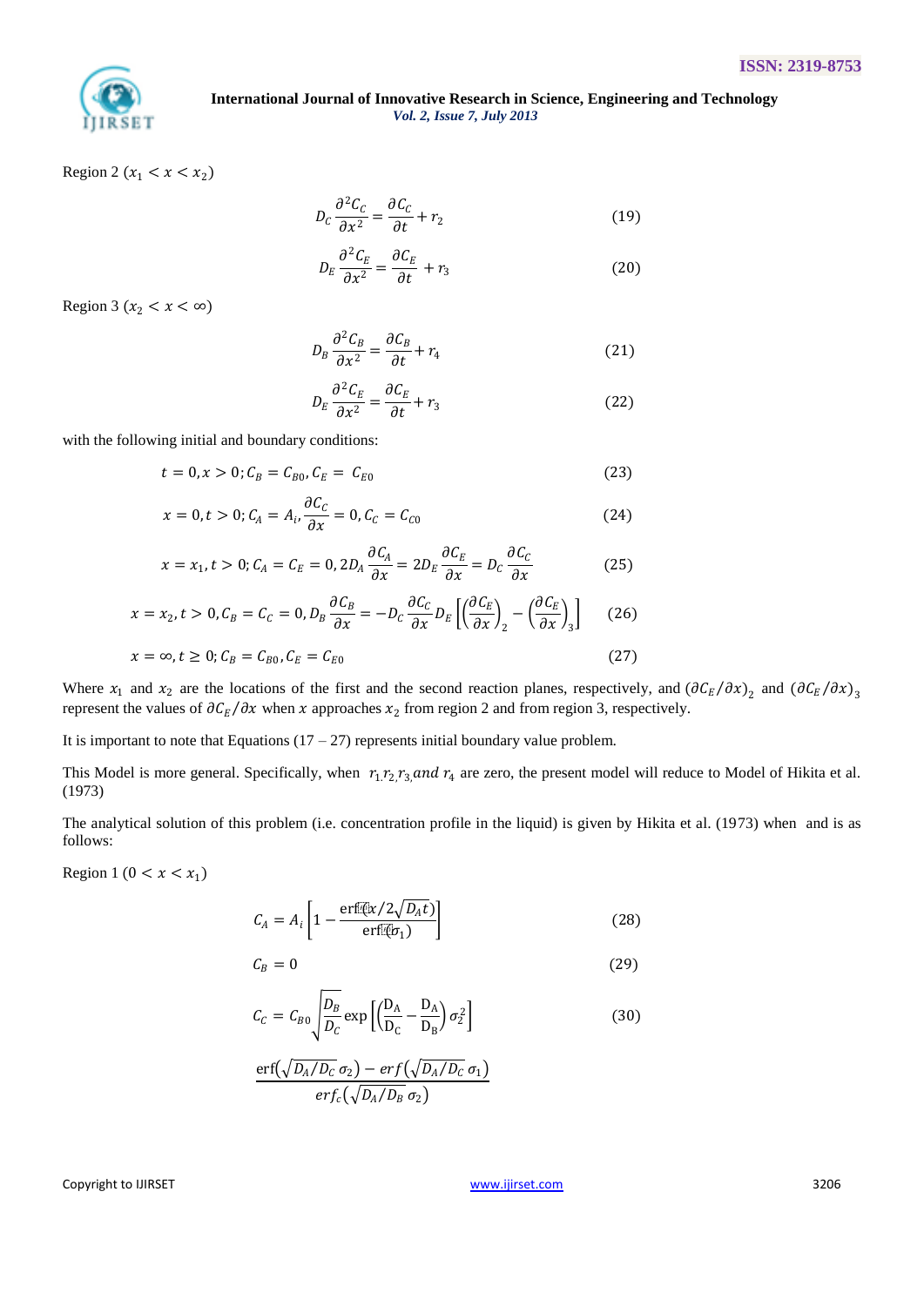Region 2 ($x_1 < x < x_2$)

$$D_C \frac{\partial^2 C_C}{\partial x^2} = \frac{\partial C_C}{\partial t} + r_2 \tag{19}$$

$$D_E \frac{\partial^2 C_E}{\partial x^2} = \frac{\partial C_E}{\partial t} + r_3 \tag{20}$$

Region 3 ($x_2 < x < \infty$)

$$D_B \frac{\partial^2 C_B}{\partial x^2} = \frac{\partial C_B}{\partial t} + r_4 \tag{21}$$

$$D_E \frac{\partial^2 C_E}{\partial x^2} = \frac{\partial C_E}{\partial t} + r_3 \tag{22}$$

with the following initial and boundary conditions:

$$t = 0, x > 0; C_B = C_{B0}, C_E = C_{E0} \tag{23}$$

$$x = 0, t > 0; C_A = A_i, \frac{\partial C_C}{\partial x} = 0, C_C = C_{C0} \tag{24}$$

$$x = x_1, t > 0; C_A = C_E = 0, 2D_A \frac{\partial C_A}{\partial x} = 2D_E \frac{\partial C_E}{\partial x} = D_C \frac{\partial C_C}{\partial x} \tag{25}$$

$$x = x_2, t > 0, C_B = C_C = 0, D_B \frac{\partial C_B}{\partial x} = -D_C \frac{\partial C_C}{\partial x} D_E \left[ \left( \frac{\partial C_E}{\partial x} \right)_2 - \left( \frac{\partial C_E}{\partial x} \right)_3 \right] \tag{26}$$

$$x = \infty, t \geq 0; C_B = C_{B0}, C_E = C_{E0} \tag{27}$$

Where $x_1$ and $x_2$ are the locations of the first and the second reaction planes, respectively, and $(\partial C_E/\partial x)_2$ and $(\partial C_E/\partial x)_3$ represent the values of $\partial C_E/\partial x$ when $x$ approaches $x_2$ from region 2 and from region 3, respectively.

It is important to note that Equations (17 – 27) represents initial boundary value problem.

This Model is more general. Specifically, when $r_1, r_2, r_3,$ and $r_4$ are zero, the present model will reduce to Model of Hikita et al. (1973)

The analytical solution of this problem (i.e. concentration profile in the liquid) is given by Hikita et al. (1973) when and is as follows:

Region 1 ($0 < x < x_1$)

$$C_A = A_i \left[ 1 - \frac{\mathrm{erf}(x/2\sqrt{D_A t})}{\mathrm{erf}(\sigma_1)} \right] \tag{28}$$

$$C_B = 0 \tag{29}$$

$$C_C = C_{B0} \sqrt{\frac{D_B}{D_C}} \exp\left[ \left( \frac{D_A}{D_C} - \frac{D_A}{D_B} \right) \sigma_2^2 \right] \tag{30}$$

$$\frac{\mathrm{erf}\left(\sqrt{D_A/D_C}\,\sigma_2\right) - erf\left(\sqrt{D_A/D_C}\,\sigma_1\right)}{erf_c\left(\sqrt{D_A/D_B}\,\sigma_2\right)}$$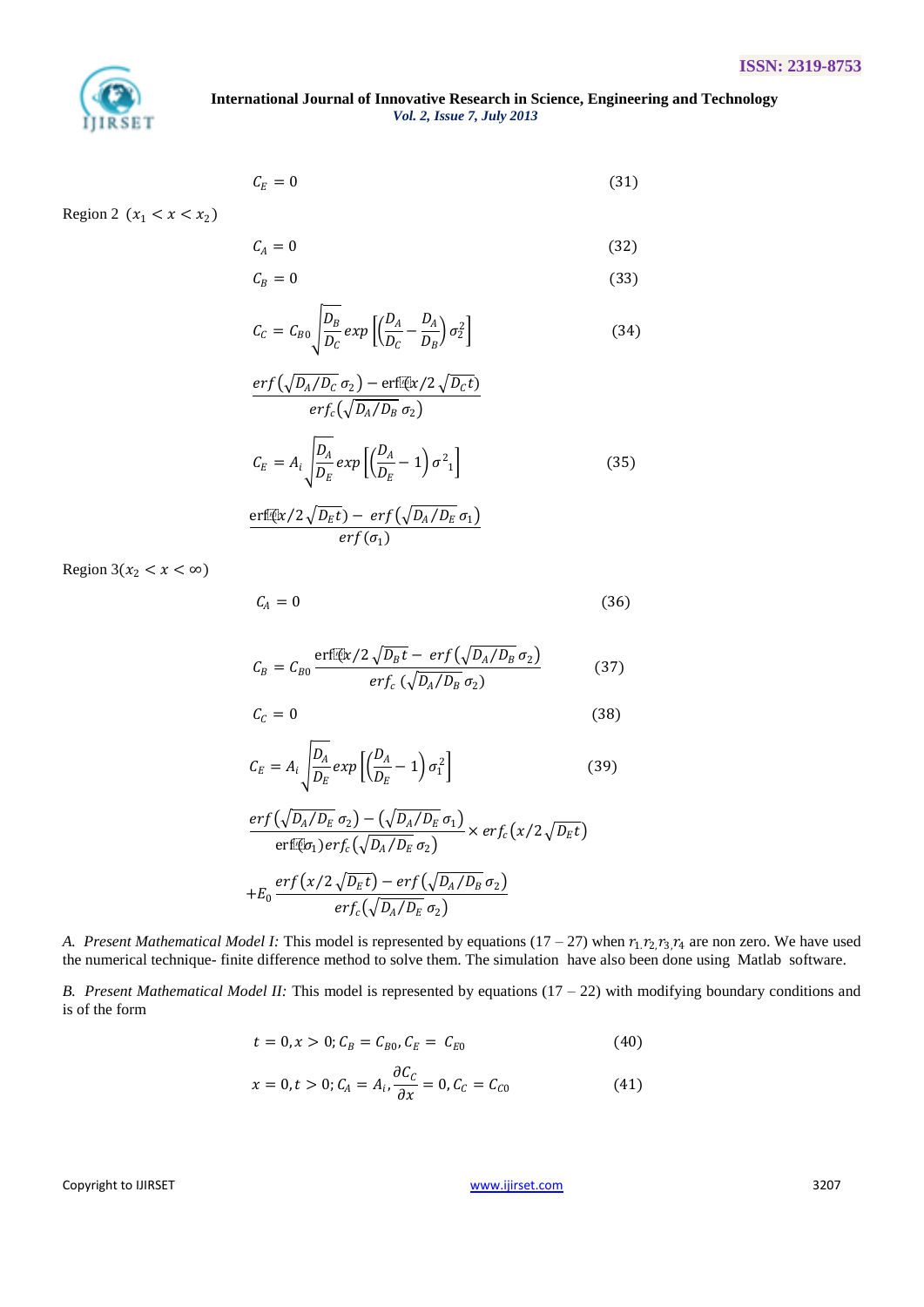$$C_E = 0 \tag{31}$$

Region 2 $(x_1 < x < x_2)$

$$C_A = 0 \tag{32}$$

$$C_B = 0 \tag{33}$$

$$C_C = C_{B0}\sqrt{\frac{D_B}{D_C}}\, exp\left[\left(\frac{D_A}{D_C} - \frac{D_A}{D_B}\right)\sigma_2^2\right] \tag{34}$$

$$\frac{erf\left(\sqrt{D_A/D_C}\,\sigma_2\right) - erf(x/2\sqrt{D_C t})}{erf_c\left(\sqrt{D_A/D_B}\,\sigma_2\right)}$$

$$C_E = A_i\sqrt{\frac{D_A}{D_E}}\, exp\left[\left(\frac{D_A}{D_E} - 1\right)\sigma^2{}_1\right] \tag{35}$$

$$\frac{erf(x/2\sqrt{D_E t}) - erf\left(\sqrt{D_A/D_E}\,\sigma_1\right)}{erf\,(\sigma_1)}$$

Region 3$(x_2 < x < \infty)$

$$C_A = 0 \tag{36}$$

$$C_B = C_{B0}\,\frac{erf(x/2\sqrt{D_B t} - erf\left(\sqrt{D_A/D_B}\,\sigma_2\right)}{erf_c\,\left(\sqrt{D_A/D_B}\,\sigma_2\right)} \tag{37}$$

$$C_C = 0 \tag{38}$$

$$C_E = A_i\sqrt{\frac{D_A}{D_E}}\, exp\left[\left(\frac{D_A}{D_E} - 1\right)\sigma_1^2\right] \tag{39}$$

$$\frac{erf\left(\sqrt{D_A/D_E}\,\sigma_2\right) - \left(\sqrt{D_A/D_E}\,\sigma_1\right)}{erf(\sigma_1)\,erf_c\left(\sqrt{D_A/D_E}\,\sigma_2\right)} \times erf_c\left(x/2\sqrt{D_E t}\right)$$

$$+E_0\,\frac{erf\left(x/2\sqrt{D_E t}\right) - erf\left(\sqrt{D_A/D_B}\,\sigma_2\right)}{erf_c\left(\sqrt{D_A/D_E}\,\sigma_2\right)}$$

*A. Present Mathematical Model I:* This model is represented by equations (17 – 27) when $r_1, r_2, r_3, r_4$ are non zero. We have used the numerical technique- finite difference method to solve them. The simulation have also been done using Matlab software.

*B. Present Mathematical Model II:* This model is represented by equations (17 – 22) with modifying boundary conditions and is of the form

$$t = 0, x > 0;\ C_B = C_{B0}, C_E = C_{E0} \tag{40}$$

$$x = 0, t > 0;\ C_A = A_i, \frac{\partial C_C}{\partial x} = 0, C_C = C_{C0} \tag{41}$$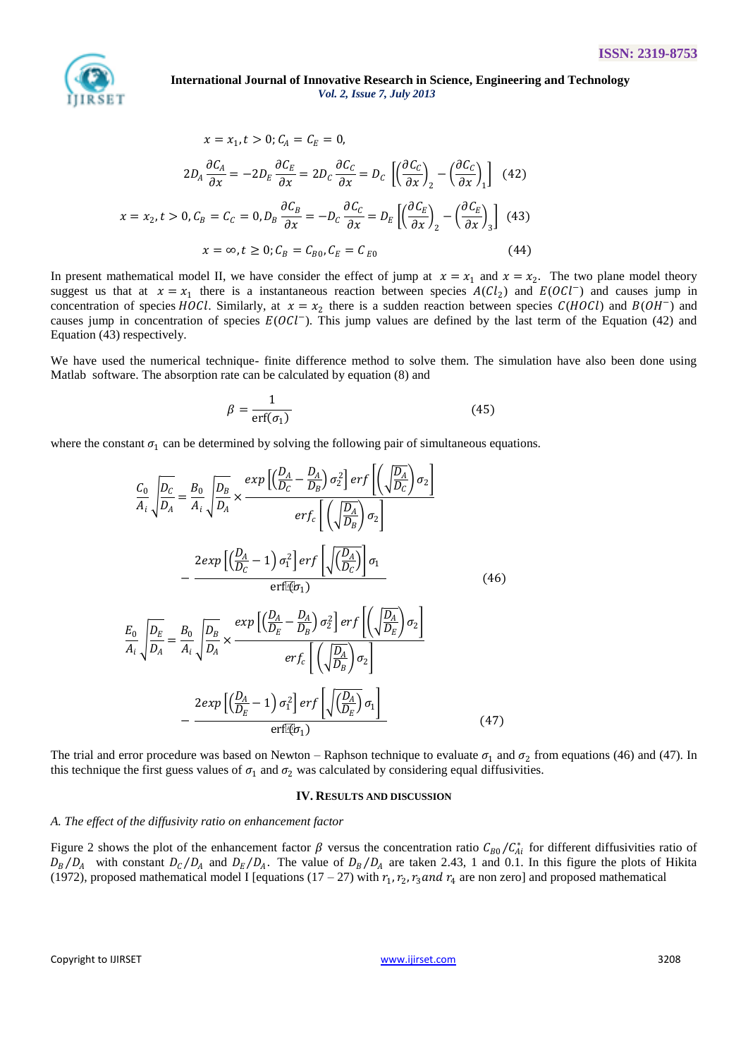$$x = x_1, t > 0; C_A = C_E = 0,$$

$$2D_A \frac{\partial C_A}{\partial x} = -2D_E \frac{\partial C_E}{\partial x} = 2D_C \frac{\partial C_C}{\partial x} = D_C \left[ \left( \frac{\partial C_C}{\partial x} \right)_2 - \left( \frac{\partial C_C}{\partial x} \right)_1 \right] \quad (42)$$

$$x = x_2, t > 0, C_B = C_C = 0, D_B \frac{\partial C_B}{\partial x} = -D_C \frac{\partial C_C}{\partial x} = D_E \left[ \left( \frac{\partial C_E}{\partial x} \right)_2 - \left( \frac{\partial C_E}{\partial x} \right)_3 \right] \quad (43)$$

$$x = \infty, t \geq 0; C_B = C_{B0}, C_E = C_{E0} \quad (44)$$

In present mathematical model II, we have consider the effect of jump at $x = x_1$ and $x = x_2$. The two plane model theory suggest us that at $x = x_1$ there is a instantaneous reaction between species $A(Cl_2)$ and $E(OCl^-)$ and causes jump in concentration of species $HOCl$. Similarly, at $x = x_2$ there is a sudden reaction between species $C(HOCl)$ and $B(OH^-)$ and causes jump in concentration of species $E(OCl^-)$. This jump values are defined by the last term of the Equation (42) and Equation (43) respectively.

We have used the numerical technique- finite difference method to solve them. The simulation have also been done using Matlab software. The absorption rate can be calculated by equation (8) and

$$\beta = \frac{1}{\text{erf}(\sigma_1)} \quad (45)$$

where the constant $\sigma_1$ can be determined by solving the following pair of simultaneous equations.

$$\frac{C_0}{A_i}\sqrt{\frac{D_C}{D_A}} = \frac{B_0}{A_i}\sqrt{\frac{D_B}{D_A}} \times \frac{exp\left[\left(\frac{D_A}{D_C} - \frac{D_A}{D_B}\right)\sigma_2^2\right] erf\left[\left(\sqrt{\frac{D_A}{D_C}}\right)\sigma_2\right]}{erf_c\left[\left(\sqrt{\frac{D_A}{D_B}}\right)\sigma_2\right]} - \frac{2exp\left[\left(\frac{D_A}{D_C} - 1\right)\sigma_1^2\right] erf\left[\sqrt{\left(\frac{D_A}{D_C}\right)}\right]\sigma_1}{\text{erf}(\sigma_1)} \quad (46)$$

$$\frac{E_0}{A_i}\sqrt{\frac{D_E}{D_A}} = \frac{B_0}{A_i}\sqrt{\frac{D_B}{D_A}} \times \frac{exp\left[\left(\frac{D_A}{D_E} - \frac{D_A}{D_B}\right)\sigma_2^2\right] erf\left[\left(\sqrt{\frac{D_A}{D_E}}\right)\sigma_2\right]}{erf_c\left[\left(\sqrt{\frac{D_A}{D_B}}\right)\sigma_2\right]} - \frac{2exp\left[\left(\frac{D_A}{D_E} - 1\right)\sigma_1^2\right] erf\left[\sqrt{\left(\frac{D_A}{D_E}\right)}\sigma_1\right]}{\text{erf}(\sigma_1)} \quad (47)$$

The trial and error procedure was based on Newton – Raphson technique to evaluate $\sigma_1$ and $\sigma_2$ from equations (46) and (47). In this technique the first guess values of $\sigma_1$ and $\sigma_2$ was calculated by considering equal diffusivities.

## IV. Results and Discussion

### *A. The effect of the diffusivity ratio on enhancement factor*

Figure 2 shows the plot of the enhancement factor $\beta$ versus the concentration ratio $C_{B0}/C_{Ai}^*$ for different diffusivities ratio of $D_B/D_A$ with constant $D_C/D_A$ and $D_E/D_A$. The value of $D_B/D_A$ are taken 2.43, 1 and 0.1. In this figure the plots of Hikita (1972), proposed mathematical model I [equations (17 – 27) with $r_1, r_2, r_3$ *and* $r_4$ are non zero] and proposed mathematical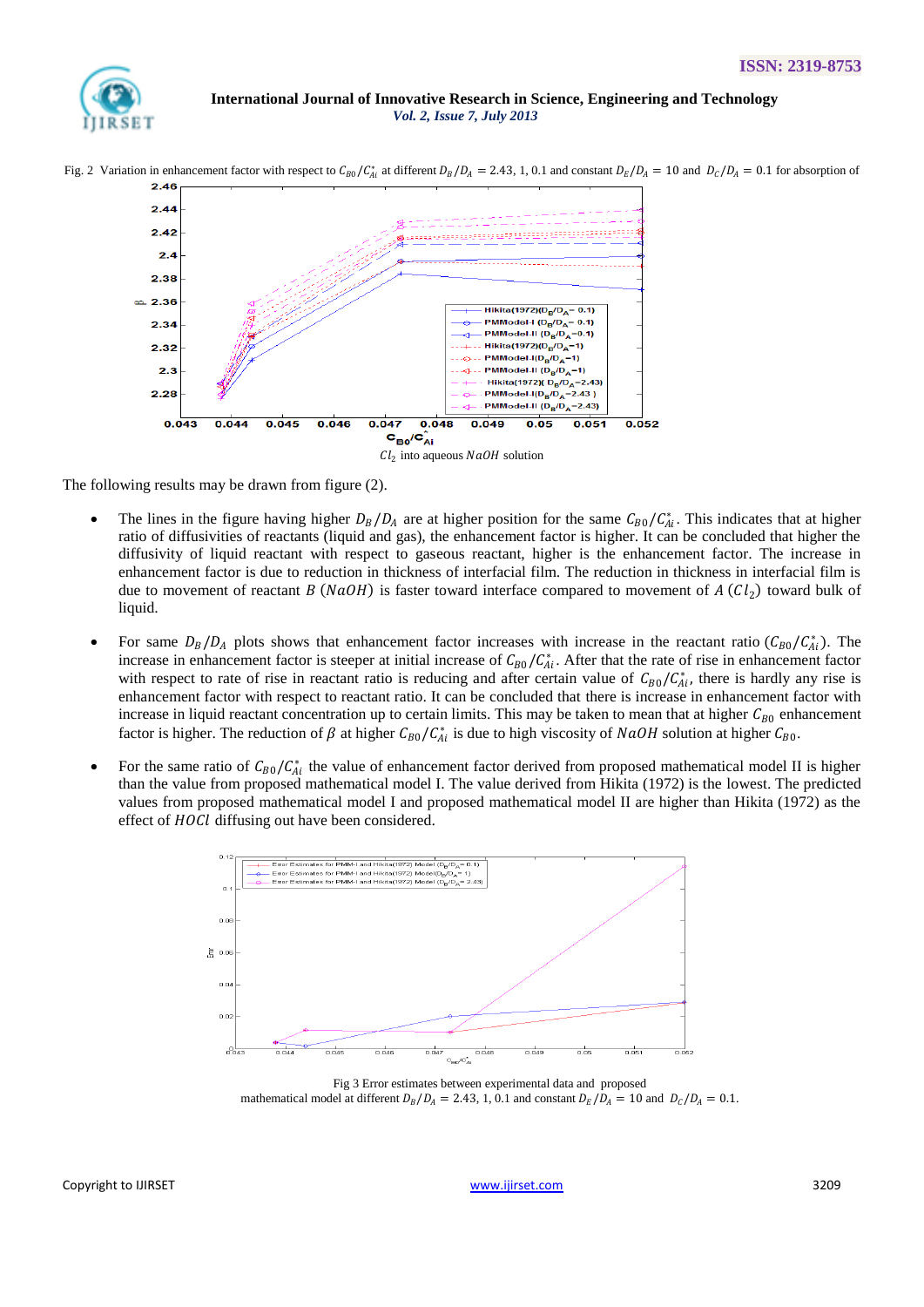Fig. 2 Variation in enhancement factor with respect to $C_{B0}/C_{Ai}^*$ at different $D_B/D_A = 2.43$, 1, 0.1 and constant $D_E/D_A = 10$ and $D_C/D_A = 0.1$ for absorption of $Cl_2$ into aqueous $NaOH$ solution

The following results may be drawn from figure (2).

- The lines in the figure having higher $D_B/D_A$ are at higher position for the same $C_{B0}/C_{Ai}^*$. This indicates that at higher ratio of diffusivities of reactants (liquid and gas), the enhancement factor is higher. It can be concluded that higher the diffusivity of liquid reactant with respect to gaseous reactant, higher is the enhancement factor. The increase in enhancement factor is due to reduction in thickness of interfacial film. The reduction in thickness in interfacial film is due to movement of reactant $B$ ($NaOH$) is faster toward interface compared to movement of $A$ ($Cl_2$) toward bulk of liquid.
- For same $D_B/D_A$ plots shows that enhancement factor increases with increase in the reactant ratio ($C_{B0}/C_{Ai}^*$). The increase in enhancement factor is steeper at initial increase of $C_{B0}/C_{Ai}^*$. After that the rate of rise in enhancement factor with respect to rate of rise in reactant ratio is reducing and after certain value of $C_{B0}/C_{Ai}^*$, there is hardly any rise is enhancement factor with respect to reactant ratio. It can be concluded that there is increase in enhancement factor with increase in liquid reactant concentration up to certain limits. This may be taken to mean that at higher $C_{B0}$ enhancement factor is higher. The reduction of $\beta$ at higher $C_{B0}/C_{Ai}^*$ is due to high viscosity of $NaOH$ solution at higher $C_{B0}$.
- For the same ratio of $C_{B0}/C_{Ai}^*$ the value of enhancement factor derived from proposed mathematical model II is higher than the value from proposed mathematical model I. The value derived from Hikita (1972) is the lowest. The predicted values from proposed mathematical model I and proposed mathematical model II are higher than Hikita (1972) as the effect of $HOCl$ diffusing out have been considered.

Fig 3 Error estimates between experimental data and proposed mathematical model at different $D_B/D_A = 2.43$, 1, 0.1 and constant $D_E/D_A = 10$ and $D_C/D_A = 0.1$.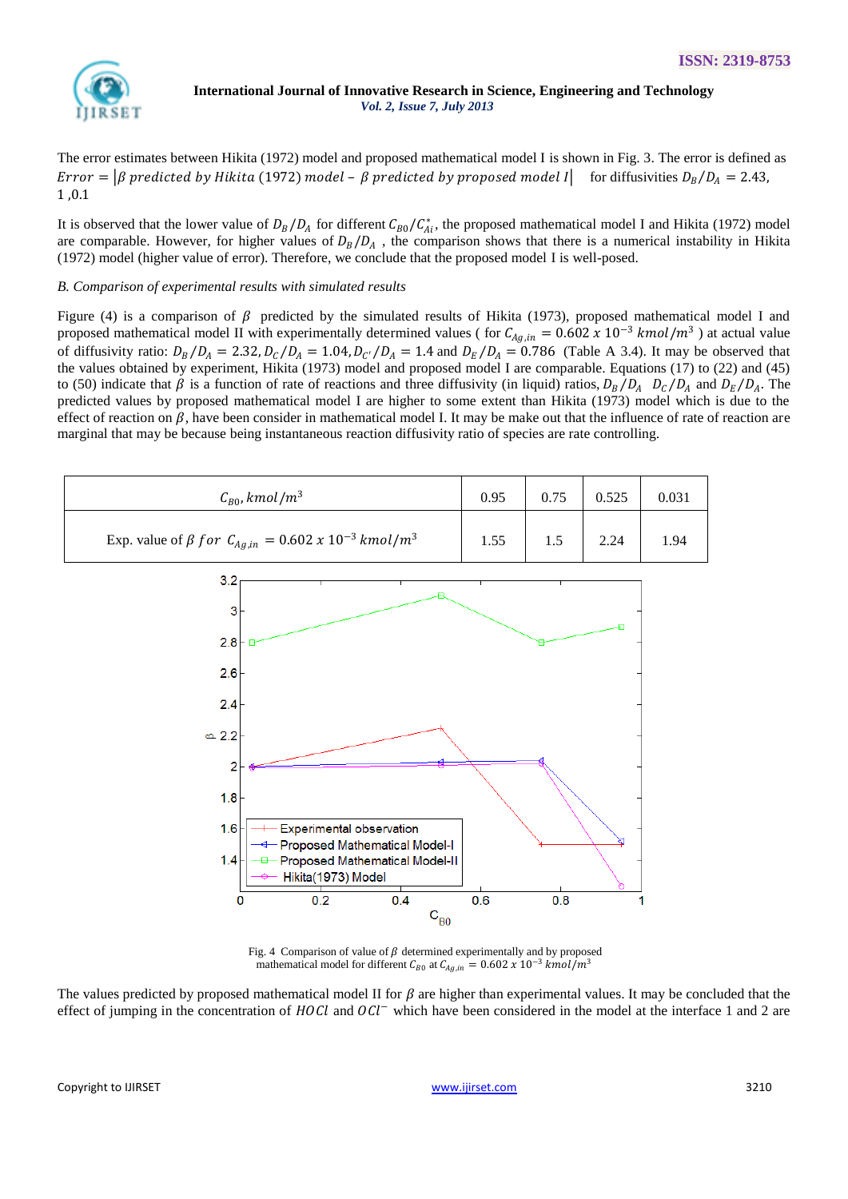The error estimates between Hikita (1972) model and proposed mathematical model I is shown in Fig. 3. The error is defined as $Error = |\beta \text{ predicted by Hikita } (1972) \text{ model} - \beta \text{ predicted by proposed model } I|$ for diffusivities $D_B/D_A = 2.43$, 1 ,0.1

It is observed that the lower value of $D_B/D_A$ for different $C_{B0}/C_{Ai}^*$, the proposed mathematical model I and Hikita (1972) model are comparable. However, for higher values of $D_B/D_A$ , the comparison shows that there is a numerical instability in Hikita (1972) model (higher value of error). Therefore, we conclude that the proposed model I is well-posed.

*B. Comparison of experimental results with simulated results*

Figure (4) is a comparison of $\beta$ predicted by the simulated results of Hikita (1973), proposed mathematical model I and proposed mathematical model II with experimentally determined values ( for $C_{Ag,in} = 0.602 \times 10^{-3}\ kmol/m^3$ ) at actual value of diffusivity ratio: $D_B/D_A = 2.32, D_C/D_A = 1.04, D_{C'}/D_A = 1.4$ and $D_E/D_A = 0.786$ (Table A 3.4). It may be observed that the values obtained by experiment, Hikita (1973) model and proposed model I are comparable. Equations (17) to (22) and (45) to (50) indicate that $\beta$ is a function of rate of reactions and three diffusivity (in liquid) ratios, $D_B/D_A$ $D_C/D_A$ and $D_E/D_A$. The predicted values by proposed mathematical model I are higher to some extent than Hikita (1973) model which is due to the effect of reaction on $\beta$, have been consider in mathematical model I. It may be make out that the influence of rate of reaction are marginal that may be because being instantaneous reaction diffusivity ratio of species are rate controlling.

| $C_{B0}, kmol/m^3$ | 0.95 | 0.75 | 0.525 | 0.031 |
|---|---|---|---|---|
| Exp. value of $\beta$ for $C_{Ag,in} = 0.602 \times 10^{-3}\ kmol/m^3$ | 1.55 | 1.5 | 2.24 | 1.94 |

Fig. 4 Comparison of value of $\beta$ determined experimentally and by proposed mathematical model for different $C_{B0}$ at $C_{Ag,in} = 0.602 \times 10^{-3}\ kmol/m^3$

The values predicted by proposed mathematical model II for $\beta$ are higher than experimental values. It may be concluded that the effect of jumping in the concentration of $HOCl$ and $OCl^-$ which have been considered in the model at the interface 1 and 2 are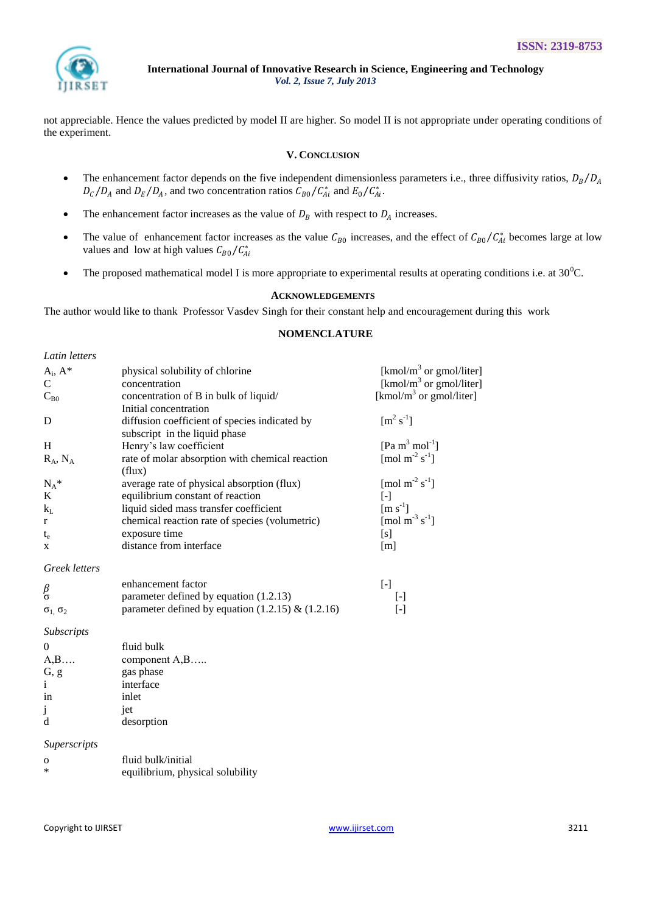not appreciable. Hence the values predicted by model II are higher. So model II is not appropriate under operating conditions of the experiment.

## V. Conclusion

- The enhancement factor depends on the five independent dimensionless parameters i.e., three diffusivity ratios, $D_B/D_A$ $D_C/D_A$ and $D_E/D_A$, and two concentration ratios $C_{B0}/C_{Ai}^*$ and $E_0/C_{Ai}^*$.
- The enhancement factor increases as the value of $D_B$ with respect to $D_A$ increases.
- The value of enhancement factor increases as the value $C_{B0}$ increases, and the effect of $C_{B0}/C_{Ai}^*$ becomes large at low values and low at high values $C_{B0}/C_{Ai}^*$
- The proposed mathematical model I is more appropriate to experimental results at operating conditions i.e. at $30^0$C.

## Acknowledgements

The author would like to thank Professor Vasdev Singh for their constant help and encouragement during this work

## NOMENCLATURE

*Latin letters*

| | | |
|---|---|---|
| $A_i$, $A^*$ | physical solubility of chlorine | [kmol/m$^3$ or gmol/liter] |
| C | concentration | [kmol/m$^3$ or gmol/liter] |
| $C_{B0}$ | concentration of B in bulk of liquid/ Initial concentration | [kmol/m$^3$ or gmol/liter] |
| D | diffusion coefficient of species indicated by subscript in the liquid phase | [m$^2$ s$^{-1}$] |
| H | Henry's law coefficient | [Pa m$^3$ mol$^{-1}$] |
| $R_A$, $N_A$ | rate of molar absorption with chemical reaction (flux) | [mol m$^{-2}$ s$^{-1}$] |
| $N_A^*$ | average rate of physical absorption (flux) | [mol m$^{-2}$ s$^{-1}$] |
| K | equilibrium constant of reaction | [-] |
| $k_L$ | liquid sided mass transfer coefficient | [m s$^{-1}$] |
| r | chemical reaction rate of species (volumetric) | [mol m$^{-3}$ s$^{-1}$] |
| $t_e$ | exposure time | [s] |
| x | distance from interface | [m] |

*Greek letters*

| | | |
|---|---|---|
| $\beta$ | enhancement factor | [-] |
| $\sigma$ | parameter defined by equation (1.2.13) | [-] |
| $\sigma_1$, $\sigma_2$ | parameter defined by equation (1.2.15) & (1.2.16) | [-] |

*Subscripts*

| | |
|---|---|
| 0 | fluid bulk |
| A,B…. | component A,B….. |
| G, g | gas phase |
| i | interface |
| in | inlet |
| j | jet |
| d | desorption |

*Superscripts*

| | |
|---|---|
| o | fluid bulk/initial |
| * | equilibrium, physical solubility |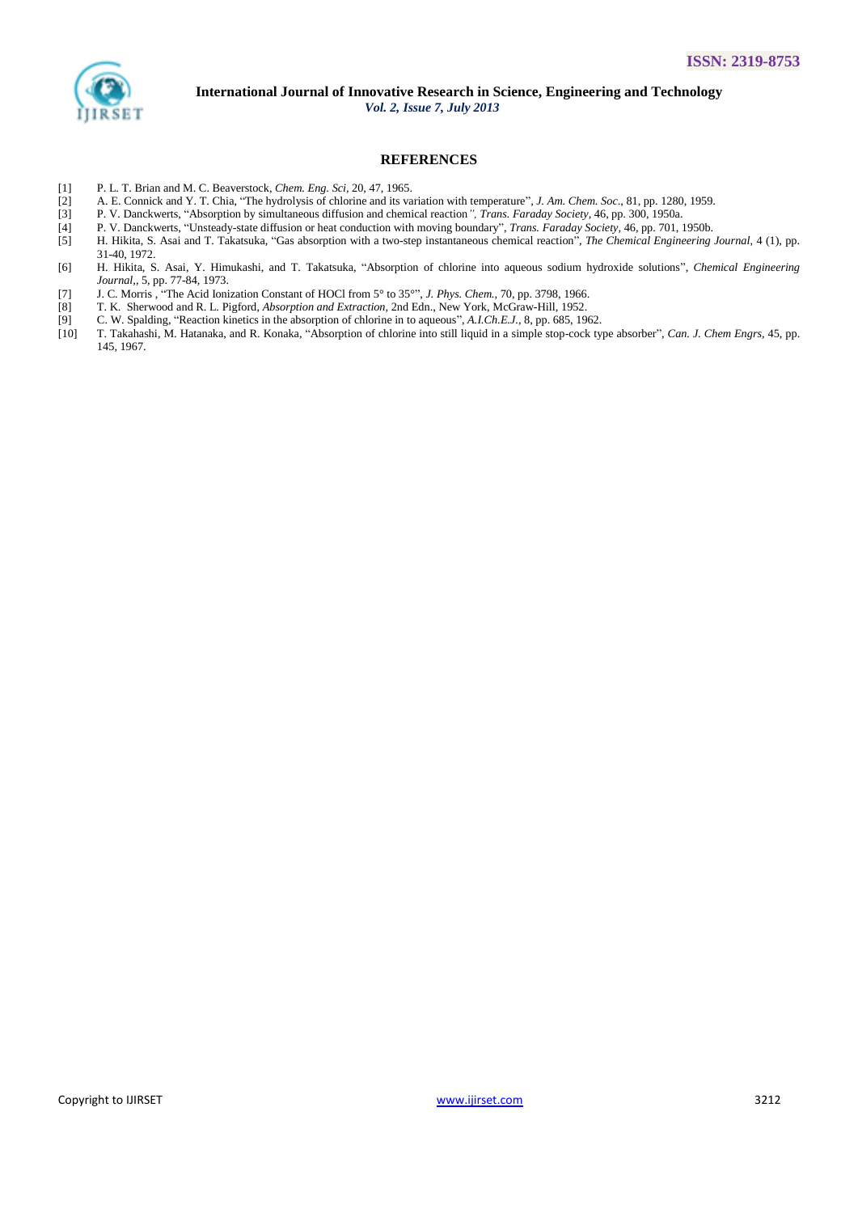## REFERENCES

[1] P. L. T. Brian and M. C. Beaverstock, *Chem. Eng. Sci*, 20, 47, 1965.

[2] A. E. Connick and Y. T. Chia, "The hydrolysis of chlorine and its variation with temperature", *J. Am. Chem. Soc.*, 81, pp. 1280, 1959.

[3] P. V. Danckwerts, "Absorption by simultaneous diffusion and chemical reaction*", Trans. Faraday Society*, 46, pp. 300, 1950a.

[4] P. V. Danckwerts, "Unsteady-state diffusion or heat conduction with moving boundary", *Trans. Faraday Society*, 46, pp. 701, 1950b.

[5] H. Hikita, S. Asai and T. Takatsuka, "Gas absorption with a two-step instantaneous chemical reaction", *The Chemical Engineering Journal*, 4 (1), pp. 31-40, 1972.

[6] H. Hikita, S. Asai, Y. Himukashi, and T. Takatsuka, "Absorption of chlorine into aqueous sodium hydroxide solutions", *Chemical Engineering Journal*,, 5, pp. 77-84, 1973.

[7] J. C. Morris , "The Acid Ionization Constant of HOCl from 5° to 35°", *J. Phys. Chem.*, 70, pp. 3798, 1966.

[8] T. K. Sherwood and R. L. Pigford, *Absorption and Extraction*, 2nd Edn., New York, McGraw-Hill, 1952.

[9] C. W. Spalding, "Reaction kinetics in the absorption of chlorine in to aqueous", *A.I.Ch.E.J.*, 8, pp. 685, 1962.

[10] T. Takahashi, M. Hatanaka, and R. Konaka, "Absorption of chlorine into still liquid in a simple stop-cock type absorber", *Can. J. Chem Engrs*, 45, pp. 145, 1967.